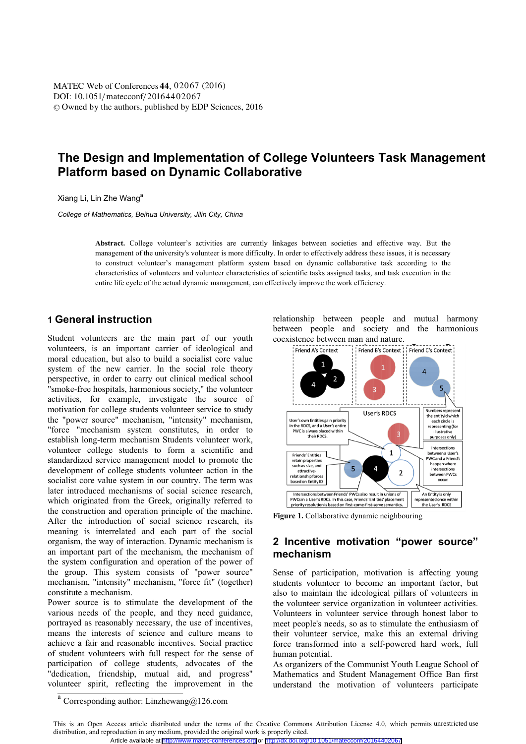# The Design and Implementation of College Volunteers Task Management Platform based on Dynamic Collaborative

Xiang Li, Lin Zhe Wang[a]

*College of Mathematics, Beihua University, Jilin City, China*

**Abstract.** College volunteer's activities are currently linkages between societies and effective way. But the management of the university's volunteer is more difficulty. In order to effectively address these issues, it is necessary to construct volunteer's management platform system based on dynamic collaborative task according to the characteristics of volunteers and volunteer characteristics of scientific tasks assigned tasks, and task execution in the entire life cycle of the actual dynamic management, can effectively improve the work efficiency.

## 1 General instruction

Student volunteers are the main part of our youth volunteers, is an important carrier of ideological and moral education, but also to build a socialist core value system of the new carrier. In the social role theory perspective, in order to carry out clinical medical school "smoke-free hospitals, harmonious society," the volunteer activities, for example, investigate the source of motivation for college students volunteer service to study the "power source" mechanism, "intensity" mechanism, "force "mechanism system constitutes, in order to establish long-term mechanism Students volunteer work, volunteer college students to form a scientific and standardized service management model to promote the development of college students volunteer action in the socialist core value system in our country. The term was later introduced mechanisms of social science research, which originated from the Greek, originally referred to the construction and operation principle of the machine. After the introduction of social science research, its meaning is interrelated and each part of the social organism, the way of interaction. Dynamic mechanism is an important part of the mechanism, the mechanism of the system configuration and operation of the power of the group. This system consists of "power source" mechanism, "intensity" mechanism, "force fit" (together) constitute a mechanism.

Power source is to stimulate the development of the various needs of the people, and they need guidance, portrayed as reasonably necessary, the use of incentives, means the interests of science and culture means to achieve a fair and reasonable incentives. Social practice of student volunteers with full respect for the sense of participation of college students, advocates of the "dedication, friendship, mutual aid, and progress" volunteer spirit, reflecting the improvement in the relationship between people and mutual harmony between people and society and the harmonious coexistence between man and nature.

Friend A's Context
Friend B's Context
Friend C's Context
1
2
4
1
3
4
5
User's RDCS
User's own Entities gain priority in the RDCS, and a User's entire PWC is always placed within their RDCS.
Numbers represent the entityId which each circle is representing (for illustrative purposes only)
3
1
Intersections between a User's PWC and a Friend's happen where intersections between PWCs occur.
Friends' Entities retain properties such as size, and attractive-relationship forces based on Entity ID
5
4
2
Intersections between Friends' PWCs also result in unions of PWCs in a User's RDCS. In this case, Friends' Entities' placement priority resolution is based on first-come-first-serve semantics.
An Entity is only represented once within the User's RDCS

**Figure 1.** Collaborative dynamic neighbouring

## 2 Incentive motivation "power source" mechanism

Sense of participation, motivation is affecting young students volunteer to become an important factor, but also to maintain the ideological pillars of volunteers in the volunteer service organization in volunteer activities. Volunteers in volunteer service through honest labor to meet people's needs, so as to stimulate the enthusiasm of their volunteer service, make this an external driving force transformed into a self-powered hard work, full human potential.

As organizers of the Communist Youth League School of Mathematics and Student Management Office Ban first understand the motivation of volunteers participate

---

[a] Corresponding author: Linzhewang@126.com

This is an Open Access article distributed under the terms of the Creative Commons Attribution License 4.0, which permits unrestricted use distribution, and reproduction in any medium, provided the original work is properly cited.

Article available at http://www.matec-conferences.org or http://dx.doi.org/10.1051/matecconf/20164402067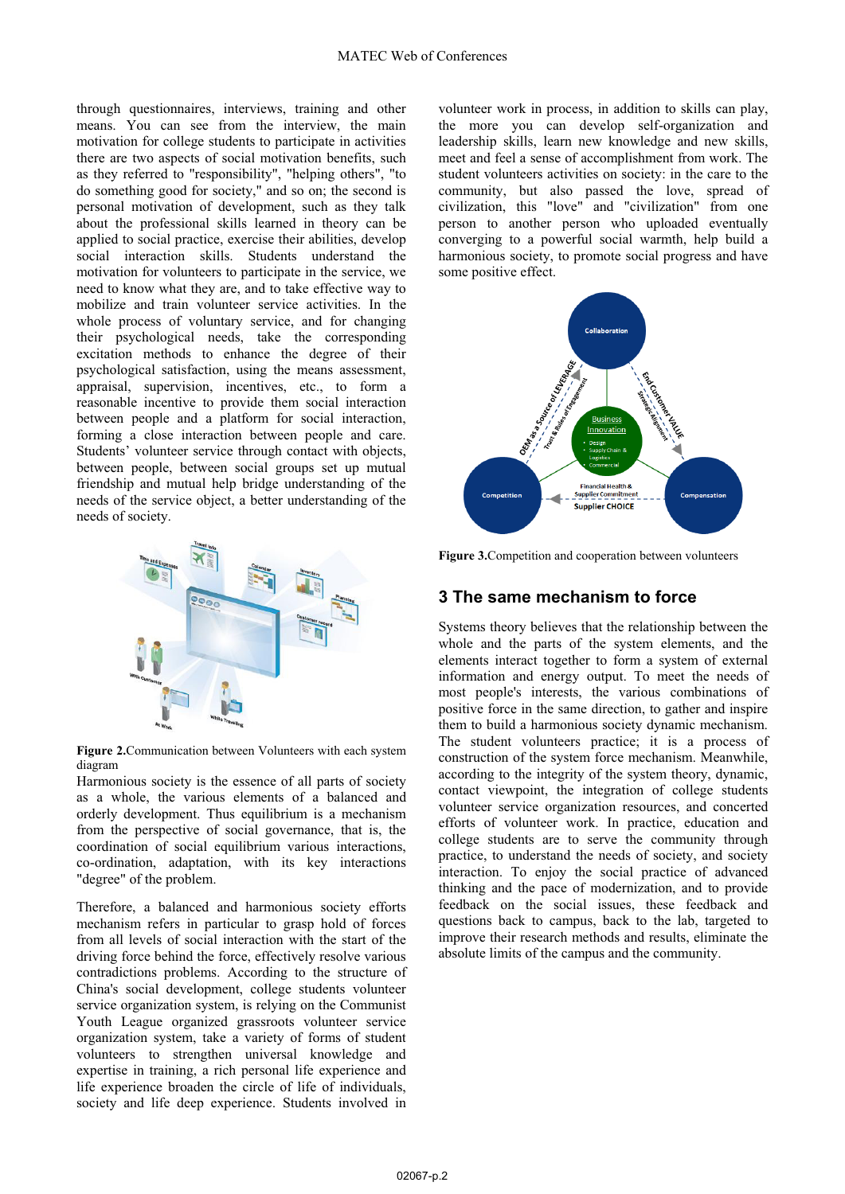through questionnaires, interviews, training and other means. You can see from the interview, the main motivation for college students to participate in activities there are two aspects of social motivation benefits, such as they referred to "responsibility", "helping others", "to do something good for society," and so on; the second is personal motivation of development, such as they talk about the professional skills learned in theory can be applied to social practice, exercise their abilities, develop social interaction skills. Students understand the motivation for volunteers to participate in the service, we need to know what they are, and to take effective way to mobilize and train volunteer service activities. In the whole process of voluntary service, and for changing their psychological needs, take the corresponding excitation methods to enhance the degree of their psychological satisfaction, using the means assessment, appraisal, supervision, incentives, etc., to form a reasonable incentive to provide them social interaction between people and a platform for social interaction, forming a close interaction between people and care. Students' volunteer service through contact with objects, between people, between social groups set up mutual friendship and mutual help bridge understanding of the needs of the service object, a better understanding of the needs of society.

**Figure 2.** Communication between Volunteers with each system diagram

Harmonious society is the essence of all parts of society as a whole, the various elements of a balanced and orderly development. Thus equilibrium is a mechanism from the perspective of social governance, that is, the coordination of social equilibrium various interactions, co-ordination, adaptation, with its key interactions "degree" of the problem.

Therefore, a balanced and harmonious society efforts mechanism refers in particular to grasp hold of forces from all levels of social interaction with the start of the driving force behind the force, effectively resolve various contradictions problems. According to the structure of China's social development, college students volunteer service organization system, is relying on the Communist Youth League organized grassroots volunteer service organization system, take a variety of forms of student volunteers to strengthen universal knowledge and expertise in training, a rich personal life experience and life experience broaden the circle of life of individuals, society and life deep experience. Students involved in volunteer work in process, in addition to skills can play, the more you can develop self-organization and leadership skills, learn new knowledge and new skills, meet and feel a sense of accomplishment from work. The student volunteers activities on society: in the care to the community, but also passed the love, spread of civilization, this "love" and "civilization" from one person to another person who uploaded eventually converging to a powerful social warmth, help build a harmonious society, to promote social progress and have some positive effect.

**Figure 3.** Competition and cooperation between volunteers

## 3 The same mechanism to force

Systems theory believes that the relationship between the whole and the parts of the system elements, and the elements interact together to form a system of external information and energy output. To meet the needs of most people's interests, the various combinations of positive force in the same direction, to gather and inspire them to build a harmonious society dynamic mechanism. The student volunteers practice; it is a process of construction of the system force mechanism. Meanwhile, according to the integrity of the system theory, dynamic, contact viewpoint, the integration of college students volunteer service organization resources, and concerted efforts of volunteer work. In practice, education and college students are to serve the community through practice, to understand the needs of society, and society interaction. To enjoy the social practice of advanced thinking and the pace of modernization, and to provide feedback on the social issues, these feedback and questions back to campus, back to the lab, targeted to improve their research methods and results, eliminate the absolute limits of the campus and the community.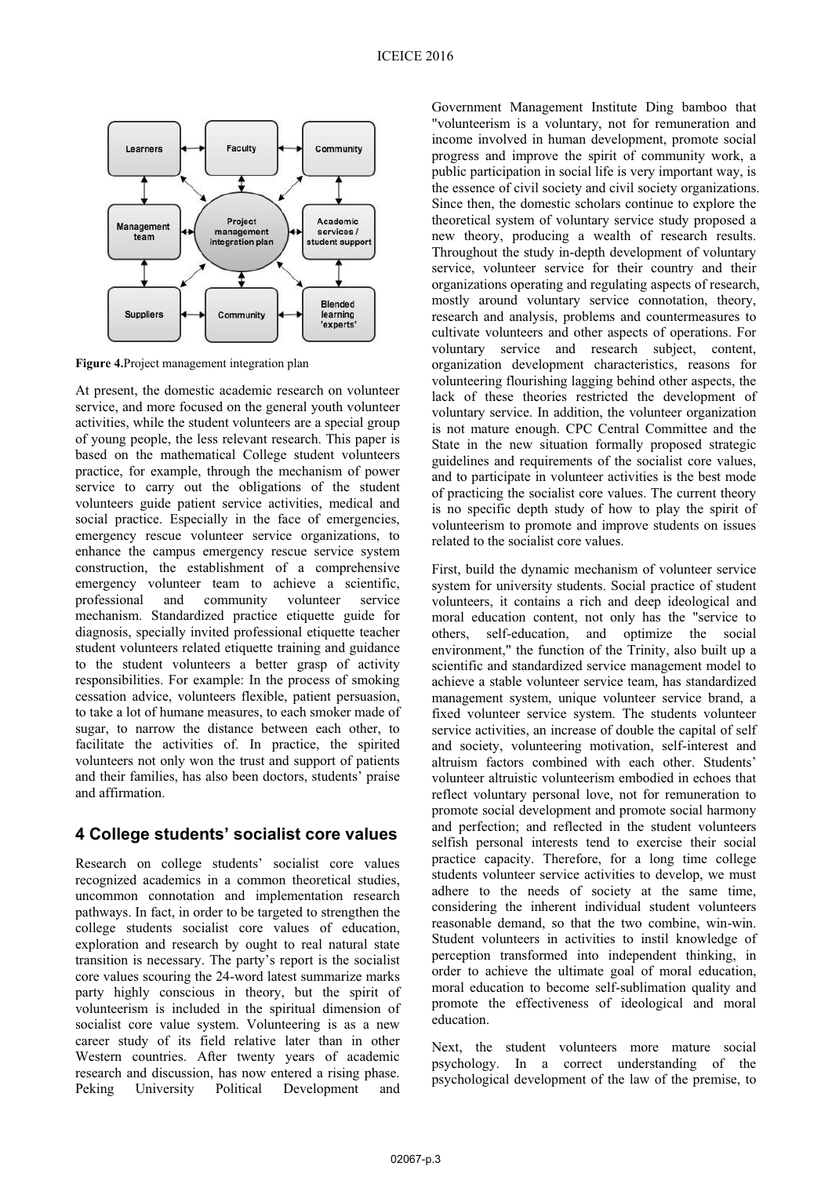Learners

Faculty

Community

Management team

Project management integration plan

Academic services / student support

Suppliers

Community

Blended learning 'experts'

**Figure 4.** Project management integration plan

At present, the domestic academic research on volunteer service, and more focused on the general youth volunteer activities, while the student volunteers are a special group of young people, the less relevant research. This paper is based on the mathematical College student volunteers practice, for example, through the mechanism of power service to carry out the obligations of the student volunteers guide patient service activities, medical and social practice. Especially in the face of emergencies, emergency rescue volunteer service organizations, to enhance the campus emergency rescue service system construction, the establishment of a comprehensive emergency volunteer team to achieve a scientific, professional and community volunteer service mechanism. Standardized practice etiquette guide for diagnosis, specially invited professional etiquette teacher student volunteers related etiquette training and guidance to the student volunteers a better grasp of activity responsibilities. For example: In the process of smoking cessation advice, volunteers flexible, patient persuasion, to take a lot of humane measures, to each smoker made of sugar, to narrow the distance between each other, to facilitate the activities of. In practice, the spirited volunteers not only won the trust and support of patients and their families, has also been doctors, students' praise and affirmation.

## 4 College students' socialist core values

Research on college students' socialist core values recognized academics in a common theoretical studies, uncommon connotation and implementation research pathways. In fact, in order to be targeted to strengthen the college students socialist core values of education, exploration and research by ought to real natural state transition is necessary. The party's report is the socialist core values scouring the 24-word latest summarize marks party highly conscious in theory, but the spirit of volunteerism is included in the spiritual dimension of socialist core value system. Volunteering is as a new career study of its field relative later than in other Western countries. After twenty years of academic research and discussion, has now entered a rising phase. Peking University Political Development and Government Management Institute Ding bamboo that "volunteerism is a voluntary, not for remuneration and income involved in human development, promote social progress and improve the spirit of community work, a public participation in social life is very important way, is the essence of civil society and civil society organizations. Since then, the domestic scholars continue to explore the theoretical system of voluntary service study proposed a new theory, producing a wealth of research results. Throughout the study in-depth development of voluntary service, volunteer service for their country and their organizations operating and regulating aspects of research, mostly around voluntary service connotation, theory, research and analysis, problems and countermeasures to cultivate volunteers and other aspects of operations. For voluntary service and research subject, content, organization development characteristics, reasons for volunteering flourishing lagging behind other aspects, the lack of these theories restricted the development of voluntary service. In addition, the volunteer organization is not mature enough. CPC Central Committee and the State in the new situation formally proposed strategic guidelines and requirements of the socialist core values, and to participate in volunteer activities is the best mode of practicing the socialist core values. The current theory is no specific depth study of how to play the spirit of volunteerism to promote and improve students on issues related to the socialist core values.

First, build the dynamic mechanism of volunteer service system for university students. Social practice of student volunteers, it contains a rich and deep ideological and moral education content, not only has the "service to others, self-education, and optimize the social environment," the function of the Trinity, also built up a scientific and standardized service management model to achieve a stable volunteer service team, has standardized management system, unique volunteer service brand, a fixed volunteer service system. The students volunteer service activities, an increase of double the capital of self and society, volunteering motivation, self-interest and altruism factors combined with each other. Students' volunteer altruistic volunteerism embodied in echoes that reflect voluntary personal love, not for remuneration to promote social development and promote social harmony and perfection; and reflected in the student volunteers selfish personal interests tend to exercise their social practice capacity. Therefore, for a long time college students volunteer service activities to develop, we must adhere to the needs of society at the same time, considering the inherent individual student volunteers reasonable demand, so that the two combine, win-win. Student volunteers in activities to instil knowledge of perception transformed into independent thinking, in order to achieve the ultimate goal of moral education, moral education to become self-sublimation quality and promote the effectiveness of ideological and moral education.

Next, the student volunteers more mature social psychology. In a correct understanding of the psychological development of the law of the premise, to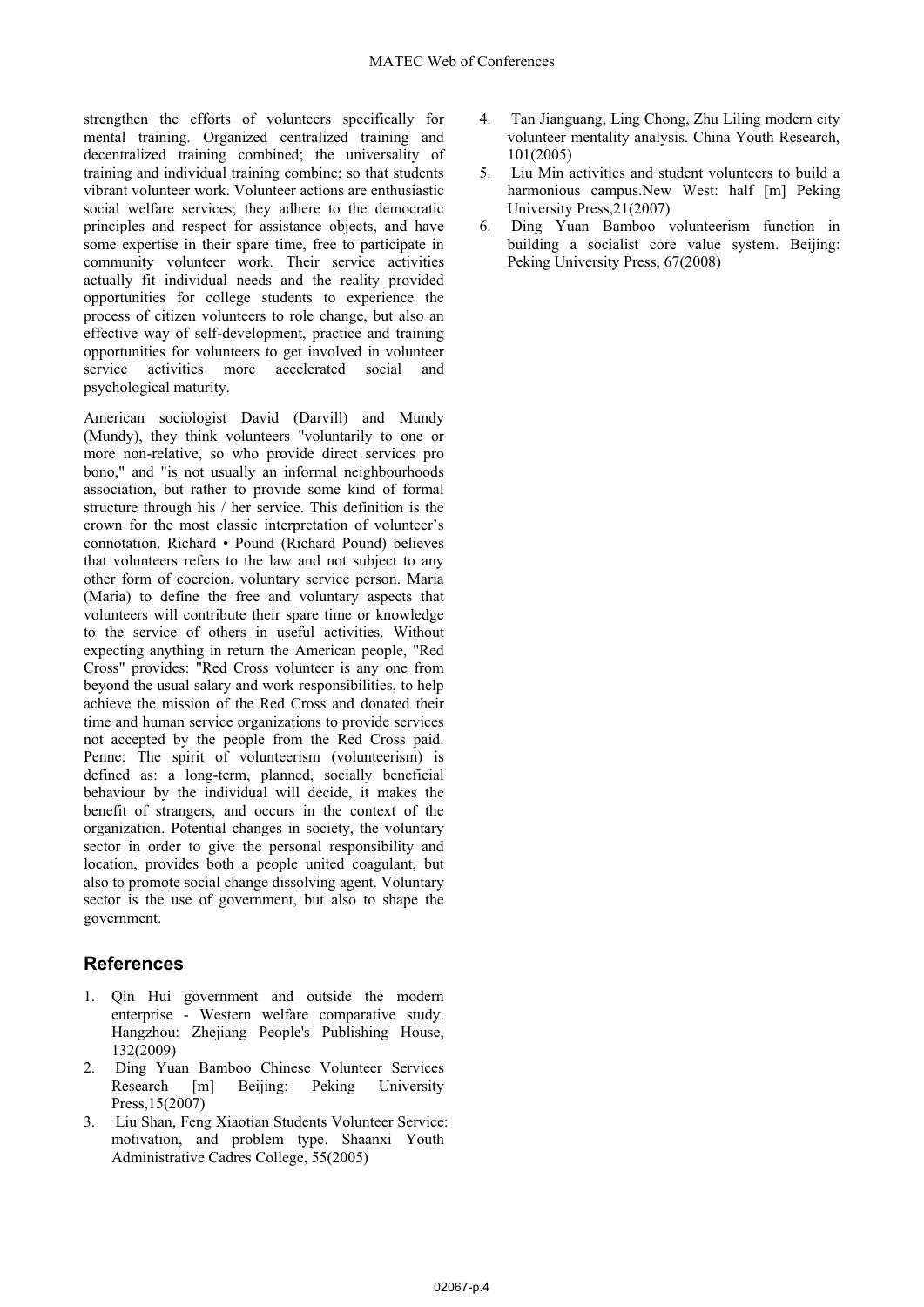strengthen the efforts of volunteers specifically for mental training. Organized centralized training and decentralized training combined; the universality of training and individual training combine; so that students vibrant volunteer work. Volunteer actions are enthusiastic social welfare services; they adhere to the democratic principles and respect for assistance objects, and have some expertise in their spare time, free to participate in community volunteer work. Their service activities actually fit individual needs and the reality provided opportunities for college students to experience the process of citizen volunteers to role change, but also an effective way of self-development, practice and training opportunities for volunteers to get involved in volunteer service activities more accelerated social and psychological maturity.

American sociologist David (Darvill) and Mundy (Mundy), they think volunteers "voluntarily to one or more non-relative, so who provide direct services pro bono," and "is not usually an informal neighbourhoods association, but rather to provide some kind of formal structure through his / her service. This definition is the crown for the most classic interpretation of volunteer's connotation. Richard • Pound (Richard Pound) believes that volunteers refers to the law and not subject to any other form of coercion, voluntary service person. Maria (Maria) to define the free and voluntary aspects that volunteers will contribute their spare time or knowledge to the service of others in useful activities. Without expecting anything in return the American people, "Red Cross" provides: "Red Cross volunteer is any one from beyond the usual salary and work responsibilities, to help achieve the mission of the Red Cross and donated their time and human service organizations to provide services not accepted by the people from the Red Cross paid. Penne: The spirit of volunteerism (volunteerism) is defined as: a long-term, planned, socially beneficial behaviour by the individual will decide, it makes the benefit of strangers, and occurs in the context of the organization. Potential changes in society, the voluntary sector in order to give the personal responsibility and location, provides both a people united coagulant, but also to promote social change dissolving agent. Voluntary sector is the use of government, but also to shape the government.

## References

1. Qin Hui government and outside the modern enterprise - Western welfare comparative study. Hangzhou: Zhejiang People's Publishing House, 132(2009)
2. Ding Yuan Bamboo Chinese Volunteer Services Research [m] Beijing: Peking University Press,15(2007)
3. Liu Shan, Feng Xiaotian Students Volunteer Service: motivation, and problem type. Shaanxi Youth Administrative Cadres College, 55(2005)
4. Tan Jianguang, Ling Chong, Zhu Liling modern city volunteer mentality analysis. China Youth Research, 101(2005)
5. Liu Min activities and student volunteers to build a harmonious campus.New West: half [m] Peking University Press,21(2007)
6. Ding Yuan Bamboo volunteerism function in building a socialist core value system. Beijing: Peking University Press, 67(2008)